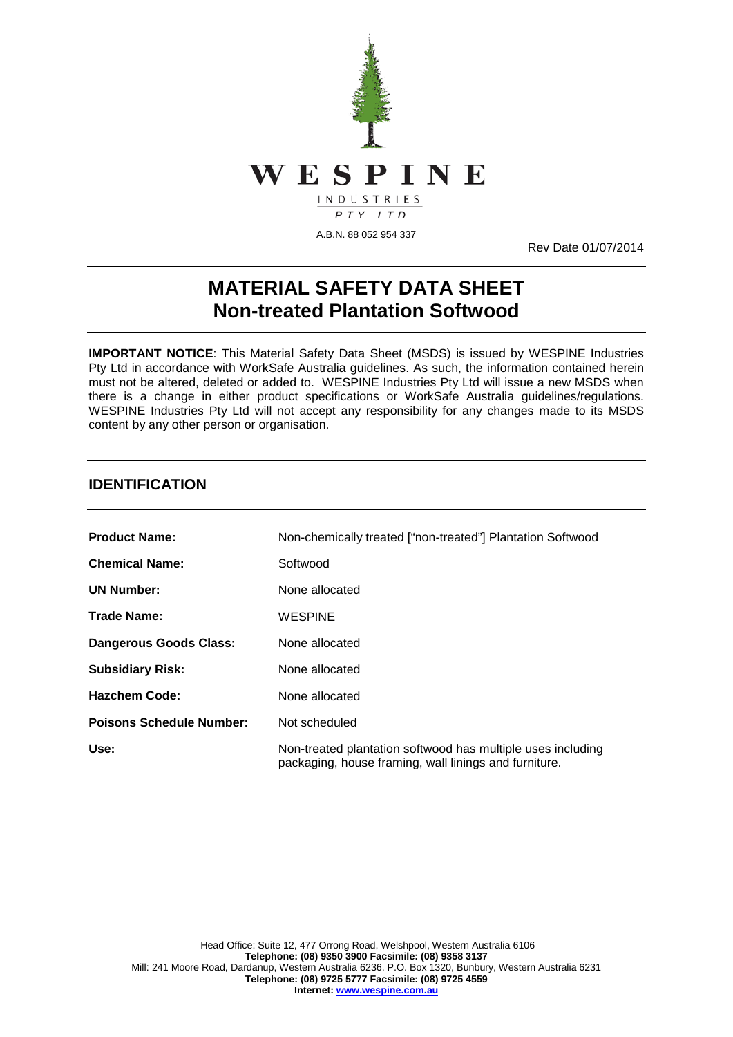WESPINE

INDUSTRIES

PTY LTD

A.B.N. 88 052 954 337

Rev Date 01/07/2014

# MATERIAL SAFETY DATA SHEET
# Non-treated Plantation Softwood

**IMPORTANT NOTICE**: This Material Safety Data Sheet (MSDS) is issued by WESPINE Industries Pty Ltd in accordance with WorkSafe Australia guidelines. As such, the information contained herein must not be altered, deleted or added to. WESPINE Industries Pty Ltd will issue a new MSDS when there is a change in either product specifications or WorkSafe Australia guidelines/regulations. WESPINE Industries Pty Ltd will not accept any responsibility for any changes made to its MSDS content by any other person or organisation.

## IDENTIFICATION

| | |
|---|---|
| **Product Name:** | Non-chemically treated ["non-treated"] Plantation Softwood |
| **Chemical Name:** | Softwood |
| **UN Number:** | None allocated |
| **Trade Name:** | WESPINE |
| **Dangerous Goods Class:** | None allocated |
| **Subsidiary Risk:** | None allocated |
| **Hazchem Code:** | None allocated |
| **Poisons Schedule Number:** | Not scheduled |
| **Use:** | Non-treated plantation softwood has multiple uses including packaging, house framing, wall linings and furniture. |

Head Office: Suite 12, 477 Orrong Road, Welshpool, Western Australia 6106
**Telephone: (08) 9350 3900 Facsimile: (08) 9358 3137**
Mill: 241 Moore Road, Dardanup, Western Australia 6236. P.O. Box 1320, Bunbury, Western Australia 6231
**Telephone: (08) 9725 5777 Facsimile: (08) 9725 4559**
**Internet: www.wespine.com.au**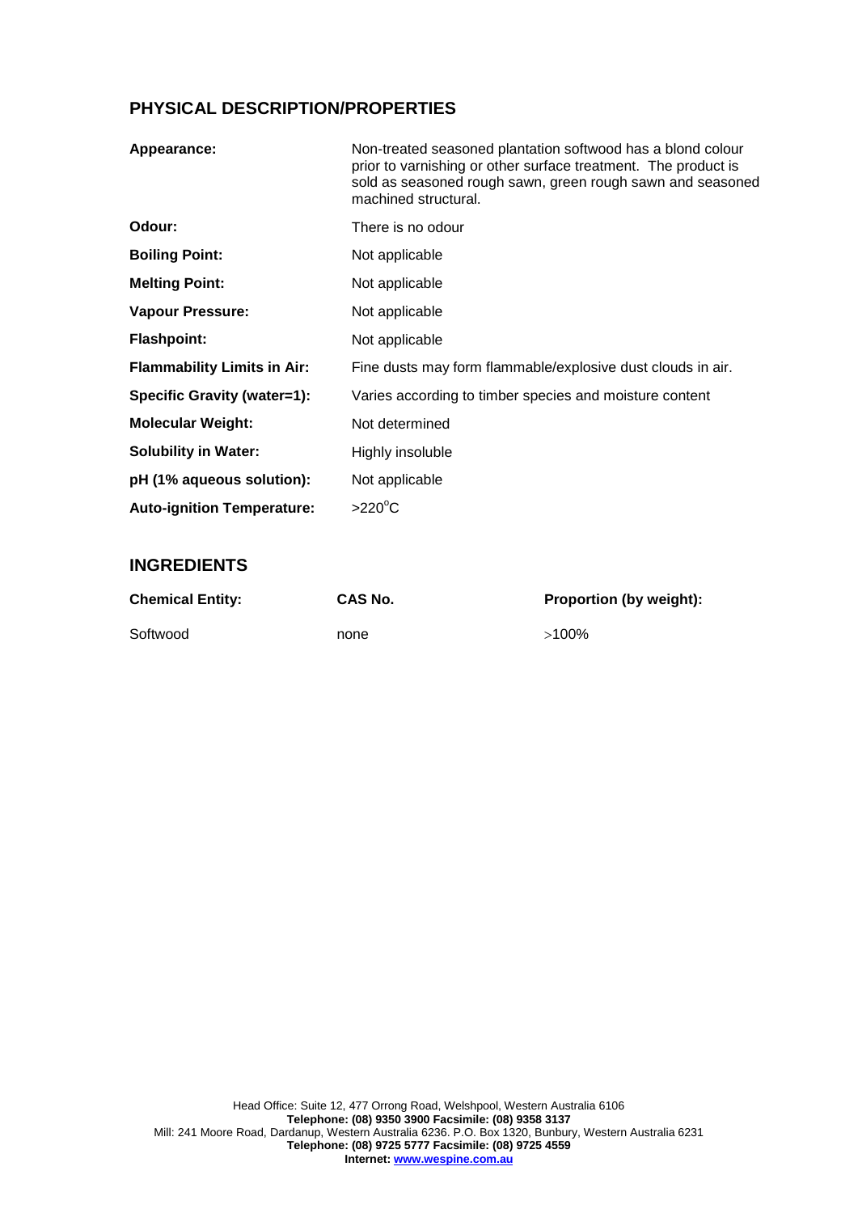## PHYSICAL DESCRIPTION/PROPERTIES

| | |
|---|---|
| **Appearance:** | Non-treated seasoned plantation softwood has a blond colour prior to varnishing or other surface treatment. The product is sold as seasoned rough sawn, green rough sawn and seasoned machined structural. |
| **Odour:** | There is no odour |
| **Boiling Point:** | Not applicable |
| **Melting Point:** | Not applicable |
| **Vapour Pressure:** | Not applicable |
| **Flashpoint:** | Not applicable |
| **Flammability Limits in Air:** | Fine dusts may form flammable/explosive dust clouds in air. |
| **Specific Gravity (water=1):** | Varies according to timber species and moisture content |
| **Molecular Weight:** | Not determined |
| **Solubility in Water:** | Highly insoluble |
| **pH (1% aqueous solution):** | Not applicable |
| **Auto-ignition Temperature:** | >220°C |

## INGREDIENTS

| Chemical Entity: | CAS No. | Proportion (by weight): |
|---|---|---|
| Softwood | none | >100% |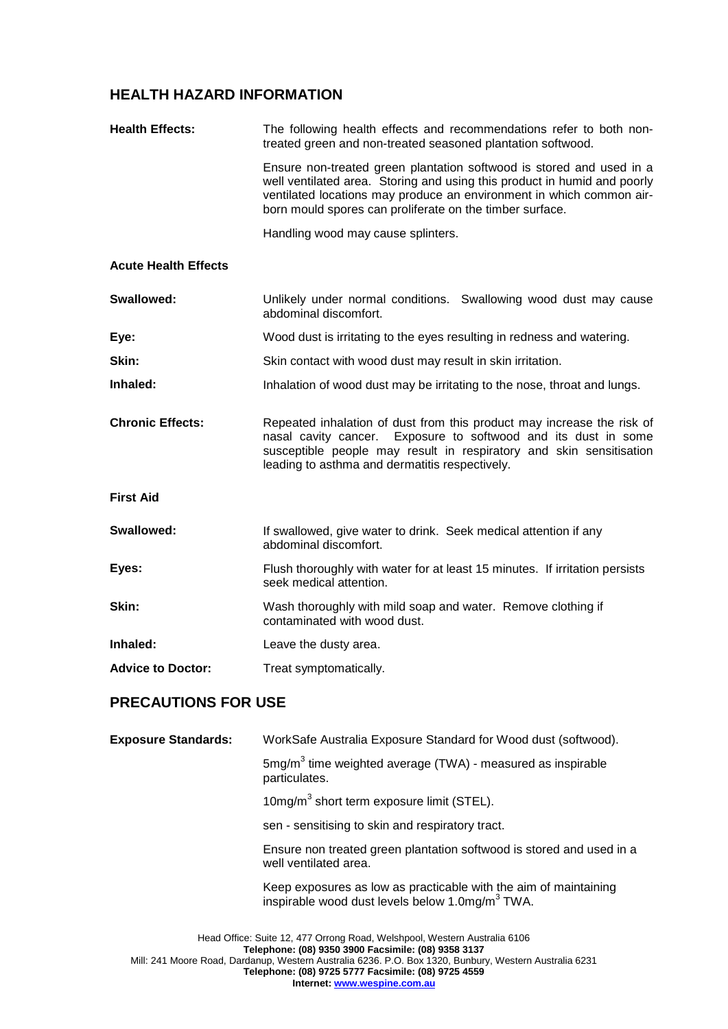## HEALTH HAZARD INFORMATION

**Health Effects:** The following health effects and recommendations refer to both non-treated green and non-treated seasoned plantation softwood.

Ensure non-treated green plantation softwood is stored and used in a well ventilated area. Storing and using this product in humid and poorly ventilated locations may produce an environment in which common air-born mould spores can proliferate on the timber surface.

Handling wood may cause splinters.

### Acute Health Effects

**Swallowed:** Unlikely under normal conditions. Swallowing wood dust may cause abdominal discomfort.

**Eye:** Wood dust is irritating to the eyes resulting in redness and watering.

**Skin:** Skin contact with wood dust may result in skin irritation.

**Inhaled:** Inhalation of wood dust may be irritating to the nose, throat and lungs.

**Chronic Effects:** Repeated inhalation of dust from this product may increase the risk of nasal cavity cancer. Exposure to softwood and its dust in some susceptible people may result in respiratory and skin sensitisation leading to asthma and dermatitis respectively.

### First Aid

**Swallowed:** If swallowed, give water to drink. Seek medical attention if any abdominal discomfort.

**Eyes:** Flush thoroughly with water for at least 15 minutes. If irritation persists seek medical attention.

**Skin:** Wash thoroughly with mild soap and water. Remove clothing if contaminated with wood dust.

**Inhaled:** Leave the dusty area.

**Advice to Doctor:** Treat symptomatically.

## PRECAUTIONS FOR USE

**Exposure Standards:** WorkSafe Australia Exposure Standard for Wood dust (softwood).

5mg/m$^3$ time weighted average (TWA) - measured as inspirable particulates.

10mg/m$^3$ short term exposure limit (STEL).

sen - sensitising to skin and respiratory tract.

Ensure non treated green plantation softwood is stored and used in a well ventilated area.

Keep exposures as low as practicable with the aim of maintaining inspirable wood dust levels below 1.0mg/m$^3$ TWA.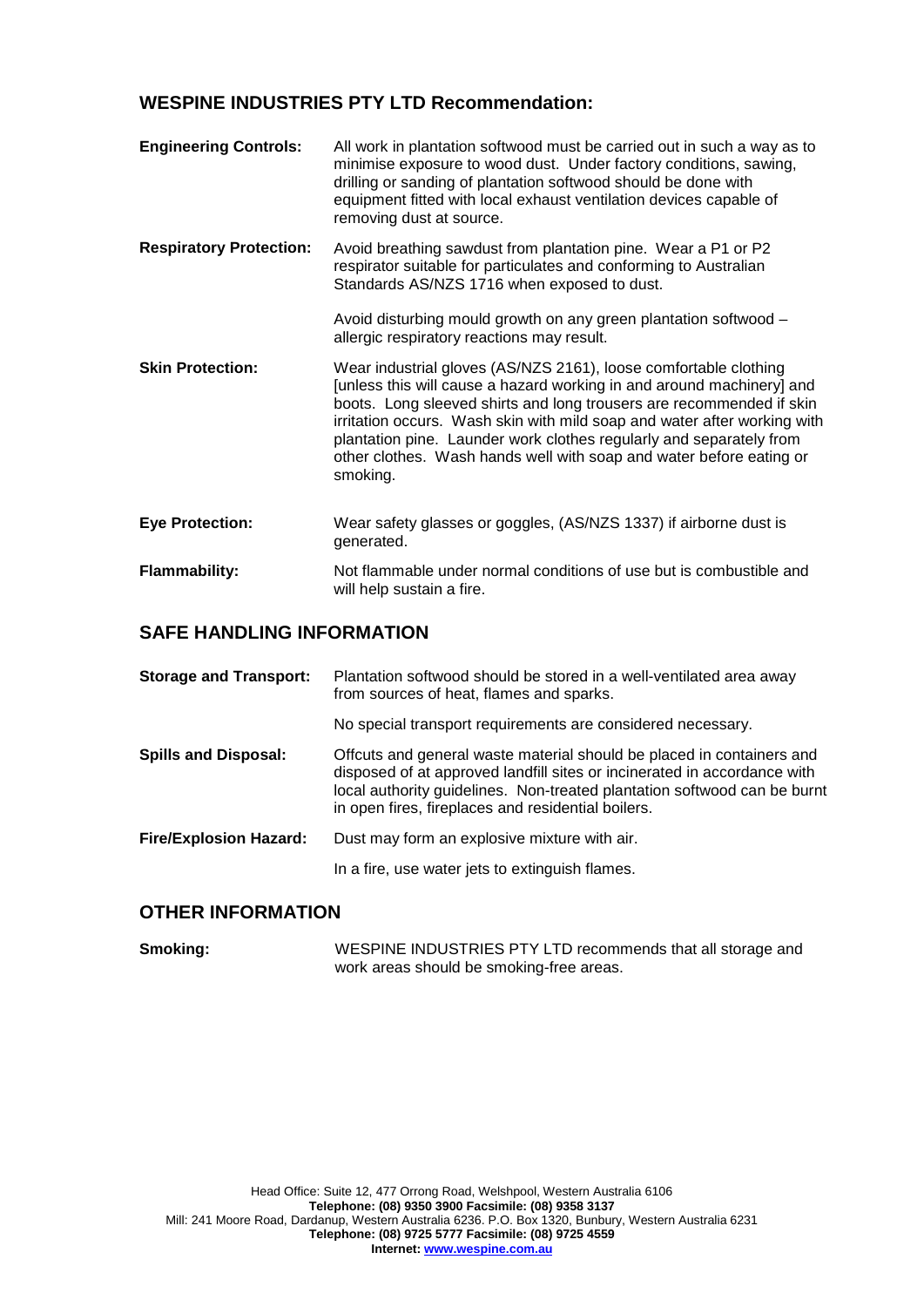## WESPINE INDUSTRIES PTY LTD Recommendation:

**Engineering Controls:** All work in plantation softwood must be carried out in such a way as to minimise exposure to wood dust. Under factory conditions, sawing, drilling or sanding of plantation softwood should be done with equipment fitted with local exhaust ventilation devices capable of removing dust at source.

**Respiratory Protection:** Avoid breathing sawdust from plantation pine. Wear a P1 or P2 respirator suitable for particulates and conforming to Australian Standards AS/NZS 1716 when exposed to dust.

Avoid disturbing mould growth on any green plantation softwood – allergic respiratory reactions may result.

**Skin Protection:** Wear industrial gloves (AS/NZS 2161), loose comfortable clothing [unless this will cause a hazard working in and around machinery] and boots. Long sleeved shirts and long trousers are recommended if skin irritation occurs. Wash skin with mild soap and water after working with plantation pine. Launder work clothes regularly and separately from other clothes. Wash hands well with soap and water before eating or smoking.

**Eye Protection:** Wear safety glasses or goggles, (AS/NZS 1337) if airborne dust is generated.

**Flammability:** Not flammable under normal conditions of use but is combustible and will help sustain a fire.

## SAFE HANDLING INFORMATION

**Storage and Transport:** Plantation softwood should be stored in a well-ventilated area away from sources of heat, flames and sparks.

No special transport requirements are considered necessary.

**Spills and Disposal:** Offcuts and general waste material should be placed in containers and disposed of at approved landfill sites or incinerated in accordance with local authority guidelines. Non-treated plantation softwood can be burnt in open fires, fireplaces and residential boilers.

**Fire/Explosion Hazard:** Dust may form an explosive mixture with air.

In a fire, use water jets to extinguish flames.

## OTHER INFORMATION

**Smoking:** WESPINE INDUSTRIES PTY LTD recommends that all storage and work areas should be smoking-free areas.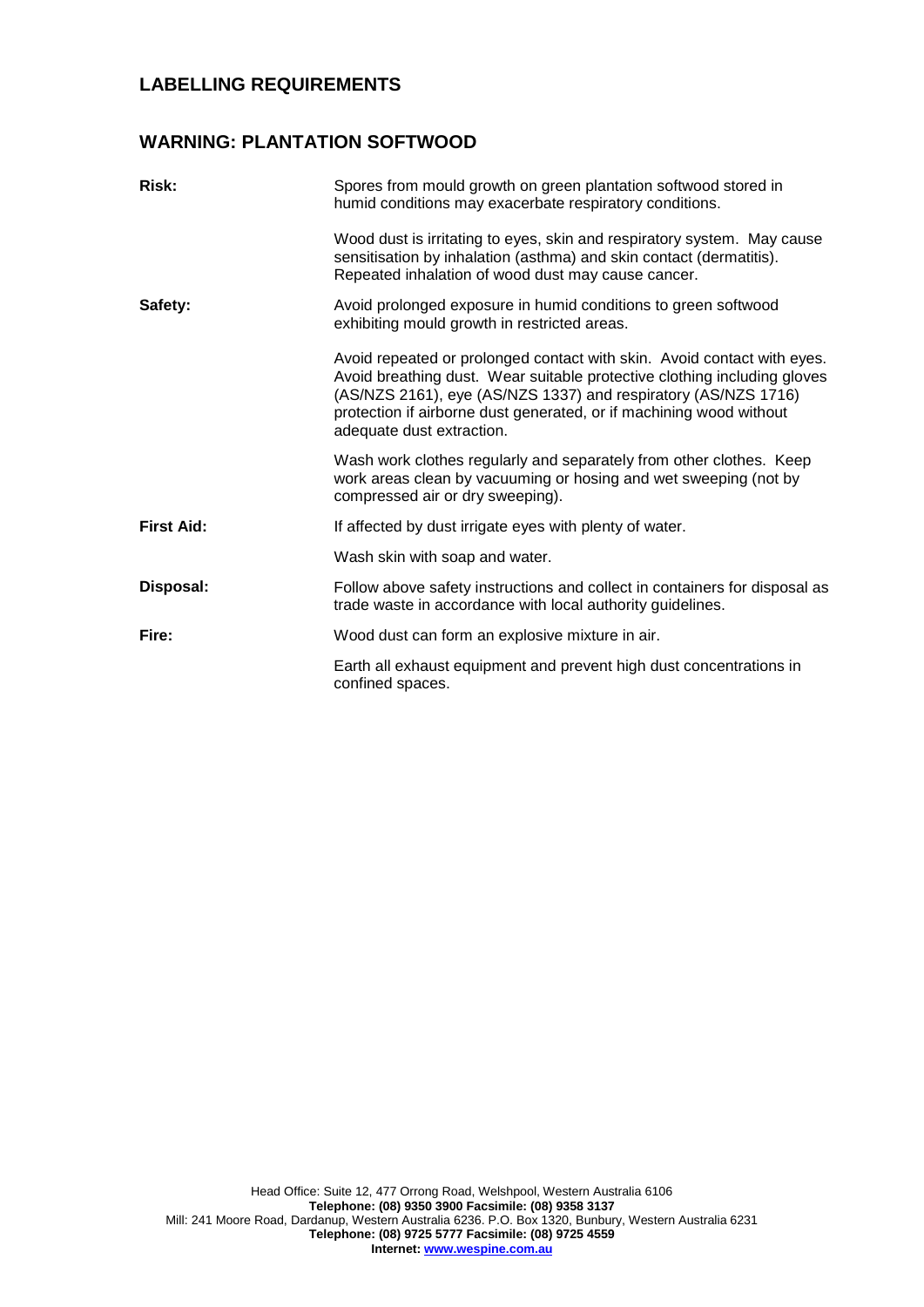## LABELLING REQUIREMENTS

## WARNING: PLANTATION SOFTWOOD

**Risk:**

Spores from mould growth on green plantation softwood stored in humid conditions may exacerbate respiratory conditions.

Wood dust is irritating to eyes, skin and respiratory system. May cause sensitisation by inhalation (asthma) and skin contact (dermatitis). Repeated inhalation of wood dust may cause cancer.

**Safety:**

Avoid prolonged exposure in humid conditions to green softwood exhibiting mould growth in restricted areas.

Avoid repeated or prolonged contact with skin. Avoid contact with eyes. Avoid breathing dust. Wear suitable protective clothing including gloves (AS/NZS 2161), eye (AS/NZS 1337) and respiratory (AS/NZS 1716) protection if airborne dust generated, or if machining wood without adequate dust extraction.

Wash work clothes regularly and separately from other clothes. Keep work areas clean by vacuuming or hosing and wet sweeping (not by compressed air or dry sweeping).

**First Aid:**

If affected by dust irrigate eyes with plenty of water.

Wash skin with soap and water.

**Disposal:**

Follow above safety instructions and collect in containers for disposal as trade waste in accordance with local authority guidelines.

**Fire:**

Wood dust can form an explosive mixture in air.

Earth all exhaust equipment and prevent high dust concentrations in confined spaces.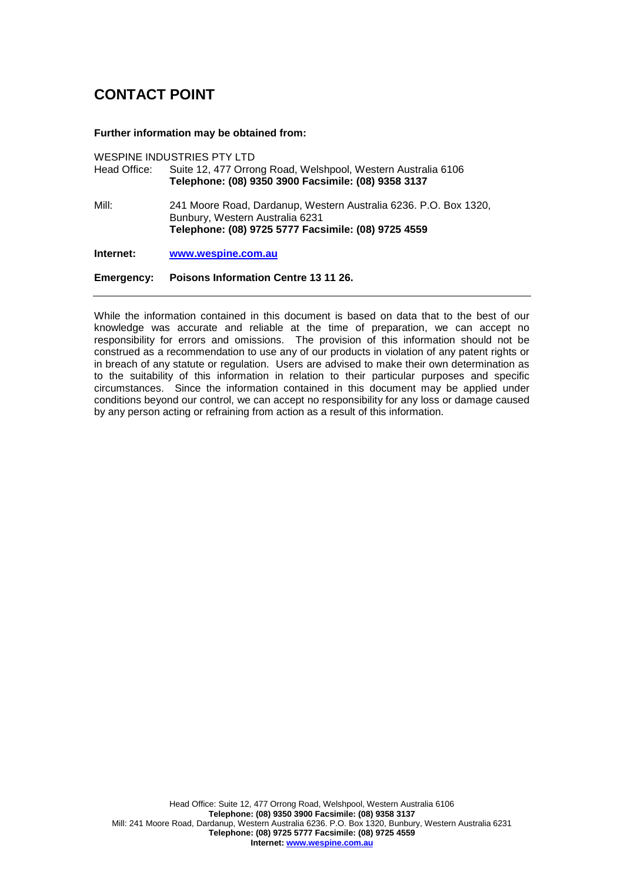## CONTACT POINT

**Further information may be obtained from:**

WESPINE INDUSTRIES PTY LTD

Head Office: Suite 12, 477 Orrong Road, Welshpool, Western Australia 6106
**Telephone: (08) 9350 3900 Facsimile: (08) 9358 3137**

Mill: 241 Moore Road, Dardanup, Western Australia 6236. P.O. Box 1320, Bunbury, Western Australia 6231
**Telephone: (08) 9725 5777 Facsimile: (08) 9725 4559**

**Internet:** **www.wespine.com.au**

**Emergency:** **Poisons Information Centre 13 11 26.**

---

While the information contained in this document is based on data that to the best of our knowledge was accurate and reliable at the time of preparation, we can accept no responsibility for errors and omissions. The provision of this information should not be construed as a recommendation to use any of our products in violation of any patent rights or in breach of any statute or regulation. Users are advised to make their own determination as to the suitability of this information in relation to their particular purposes and specific circumstances. Since the information contained in this document may be applied under conditions beyond our control, we can accept no responsibility for any loss or damage caused by any person acting or refraining from action as a result of this information.